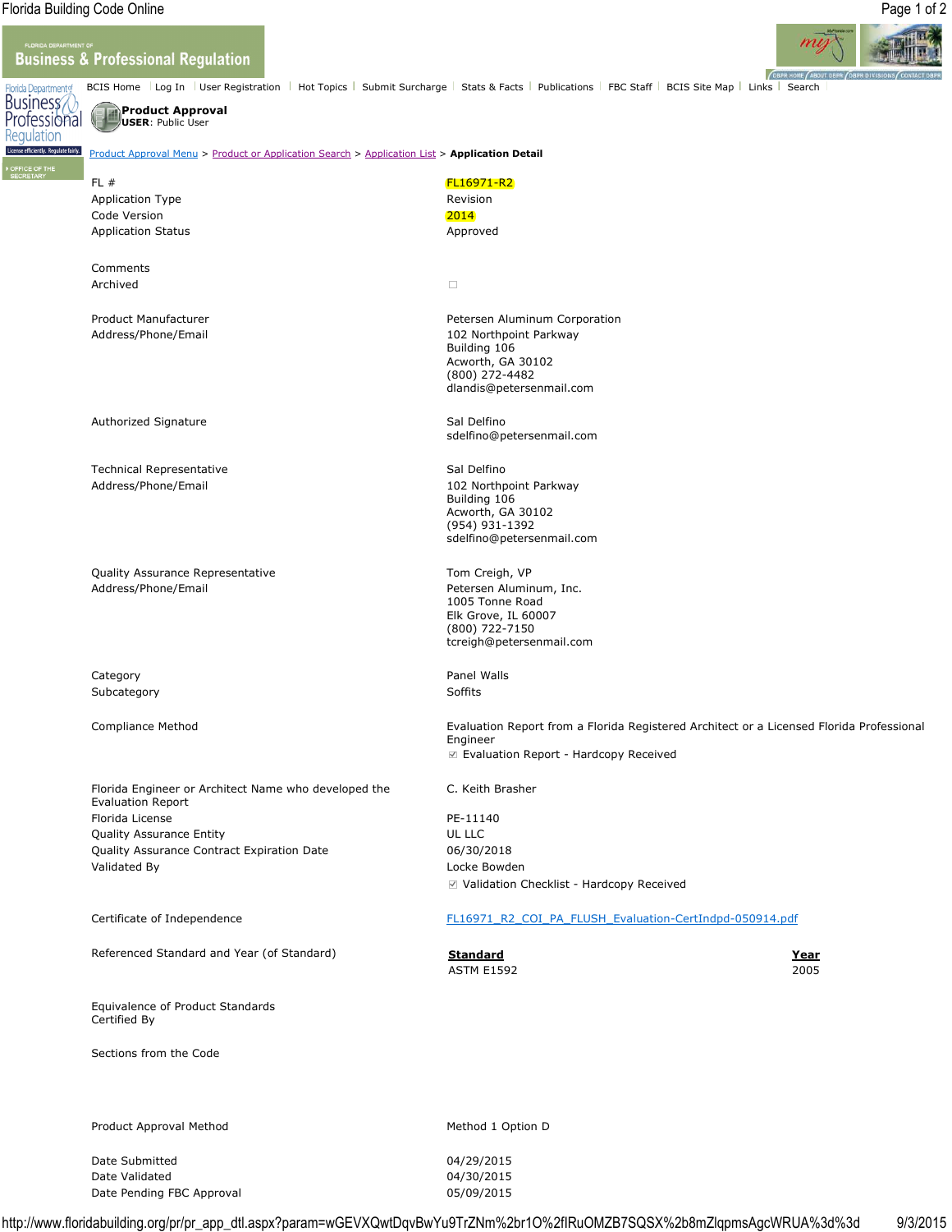Product Approval
**USER**: Public User

Product Approval Menu > Product or Application Search > Application List > **Application Detail**

| | |
|---|---|
| FL # | FL16971-R2 |
| Application Type | Revision |
| Code Version | 2014 |
| Application Status | Approved |
| Comments | |
| Archived | ☐ |
| Product Manufacturer | Petersen Aluminum Corporation |
| Address/Phone/Email | 102 Northpoint Parkway<br>Building 106<br>Acworth, GA 30102<br>(800) 272-4482<br>dlandis@petersenmail.com |
| Authorized Signature | Sal Delfino<br>sdelfino@petersenmail.com |
| Technical Representative<br>Address/Phone/Email | Sal Delfino<br>102 Northpoint Parkway<br>Building 106<br>Acworth, GA 30102<br>(954) 931-1392<br>sdelfino@petersenmail.com |
| Quality Assurance Representative<br>Address/Phone/Email | Tom Creigh, VP<br>Petersen Aluminum, Inc.<br>1005 Tonne Road<br>Elk Grove, IL 60007<br>(800) 722-7150<br>tcreigh@petersenmail.com |
| Category | Panel Walls |
| Subcategory | Soffits |
| Compliance Method | Evaluation Report from a Florida Registered Architect or a Licensed Florida Professional Engineer<br>☑ Evaluation Report - Hardcopy Received |
| Florida Engineer or Architect Name who developed the Evaluation Report | C. Keith Brasher |
| Florida License | PE-11140 |
| Quality Assurance Entity | UL LLC |
| Quality Assurance Contract Expiration Date | 06/30/2018 |
| Validated By | Locke Bowden<br>☑ Validation Checklist - Hardcopy Received |
| Certificate of Independence | FL16971_R2_COI_PA_FLUSH_Evaluation-CertIndpd-050914.pdf |

Referenced Standard and Year (of Standard)

| Standard | Year |
|---|---|
| ASTM E1592 | 2005 |

| | |
|---|---|
| Equivalence of Product Standards Certified By | |
| Sections from the Code | |
| Product Approval Method | Method 1 Option D |
| Date Submitted | 04/29/2015 |
| Date Validated | 04/30/2015 |
| Date Pending FBC Approval | 05/09/2015 |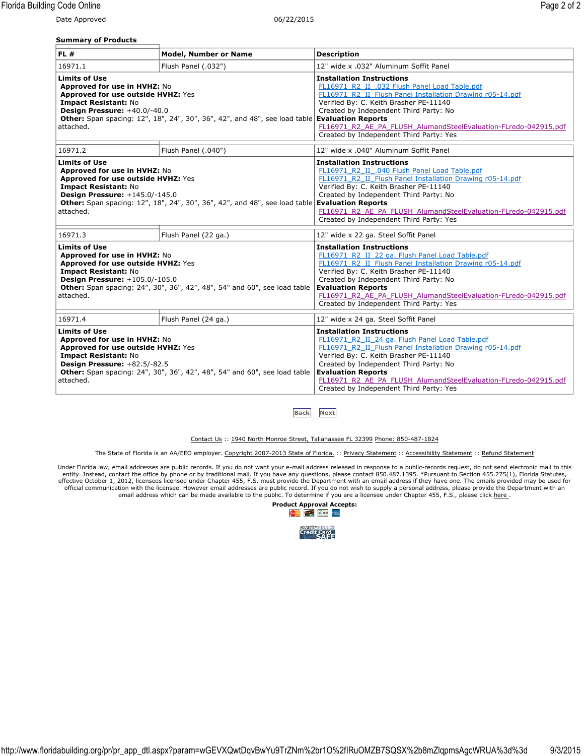Date Approved 06/22/2015

**Summary of Products**

| FL # | Model, Number or Name | Description |
|---|---|---|
| 16971.1 | Flush Panel (.032") | 12" wide x .032" Aluminum Soffit Panel |
| **Limits of Use**<br>**Approved for use in HVHZ:** No<br>**Approved for use outside HVHZ:** Yes<br>**Impact Resistant:** No<br>**Design Pressure:** +40.0/-40.0<br>**Other:** Span spacing: 12", 18", 24", 30", 36", 42", and 48", see load table attached. | | **Installation Instructions**<br>FL16971_R2_II_.032 Flush Panel Load Table.pdf<br>FL16971_R2_II_Flush Panel Installation Drawing r05-14.pdf<br>Verified By: C. Keith Brasher PE-11140<br>Created by Independent Third Party: No<br>**Evaluation Reports**<br>FL16971_R2_AE_PA_FLUSH_AlumandSteelEvaluation-FLredo-042915.pdf<br>Created by Independent Third Party: Yes |
| 16971.2 | Flush Panel (.040") | 12" wide x .040" Aluminum Soffit Panel |
| **Limits of Use**<br>**Approved for use in HVHZ:** No<br>**Approved for use outside HVHZ:** Yes<br>**Impact Resistant:** No<br>**Design Pressure:** +145.0/-145.0<br>**Other:** Span spacing: 12", 18", 24", 30", 36", 42", and 48", see load table attached. | | **Installation Instructions**<br>FL16971_R2_II_.040 Flush Panel Load Table.pdf<br>FL16971_R2_II_Flush Panel Installation Drawing r05-14.pdf<br>Verified By: C. Keith Brasher PE-11140<br>Created by Independent Third Party: No<br>**Evaluation Reports**<br>FL16971_R2_AE_PA_FLUSH_AlumandSteelEvaluation-FLredo-042915.pdf<br>Created by Independent Third Party: Yes |
| 16971.3 | Flush Panel (22 ga.) | 12" wide x 22 ga. Steel Soffit Panel |
| **Limits of Use**<br>**Approved for use in HVHZ:** No<br>**Approved for use outside HVHZ:** Yes<br>**Impact Resistant:** No<br>**Design Pressure:** +105.0/-105.0<br>**Other:** Span spacing: 24", 30", 36", 42", 48", 54" and 60", see load table attached. | | **Installation Instructions**<br>FL16971_R2_II_22 ga. Flush Panel Load Table.pdf<br>FL16971_R2_II_Flush Panel Installation Drawing r05-14.pdf<br>Verified By: C. Keith Brasher PE-11140<br>Created by Independent Third Party: No<br>**Evaluation Reports**<br>FL16971_R2_AE_PA_FLUSH_AlumandSteelEvaluation-FLredo-042915.pdf<br>Created by Independent Third Party: Yes |
| 16971.4 | Flush Panel (24 ga.) | 12" wide x 24 ga. Steel Soffit Panel |
| **Limits of Use**<br>**Approved for use in HVHZ:** No<br>**Approved for use outside HVHZ:** Yes<br>**Impact Resistant:** No<br>**Design Pressure:** +82.5/-82.5<br>**Other:** Span spacing: 24", 30", 36", 42", 48", 54" and 60", see load table attached. | | **Installation Instructions**<br>FL16971_R2_II_24 ga. Flush Panel Load Table.pdf<br>FL16971_R2_II_Flush Panel Installation Drawing r05-14.pdf<br>Verified By: C. Keith Brasher PE-11140<br>Created by Independent Third Party: No<br>**Evaluation Reports**<br>FL16971_R2_AE_PA_FLUSH_AlumandSteelEvaluation-FLredo-042915.pdf<br>Created by Independent Third Party: Yes |

Back Next

Contact Us :: 1940 North Monroe Street, Tallahassee FL 32399 Phone: 850-487-1824

The State of Florida is an AA/EEO employer. Copyright 2007-2013 State of Florida. :: Privacy Statement :: Accessibility Statement :: Refund Statement

Under Florida law, email addresses are public records. If you do not want your e-mail address released in response to a public-records request, do not send electronic mail to this entity. Instead, contact the office by phone or by traditional mail. If you have any questions, please contact 850.487.1395. *Pursuant to Section 455.275(1), Florida Statutes, effective October 1, 2012, licensees licensed under Chapter 455, F.S. must provide the Department with an email address if they have one. The emails provided may be used for official communication with the licensee. However email addresses are public record. If you do not wish to supply a personal address, please provide the Department with an email address which can be made available to the public. To determine if you are a licensee under Chapter 455, F.S., please click here .

**Product Approval Accepts:**